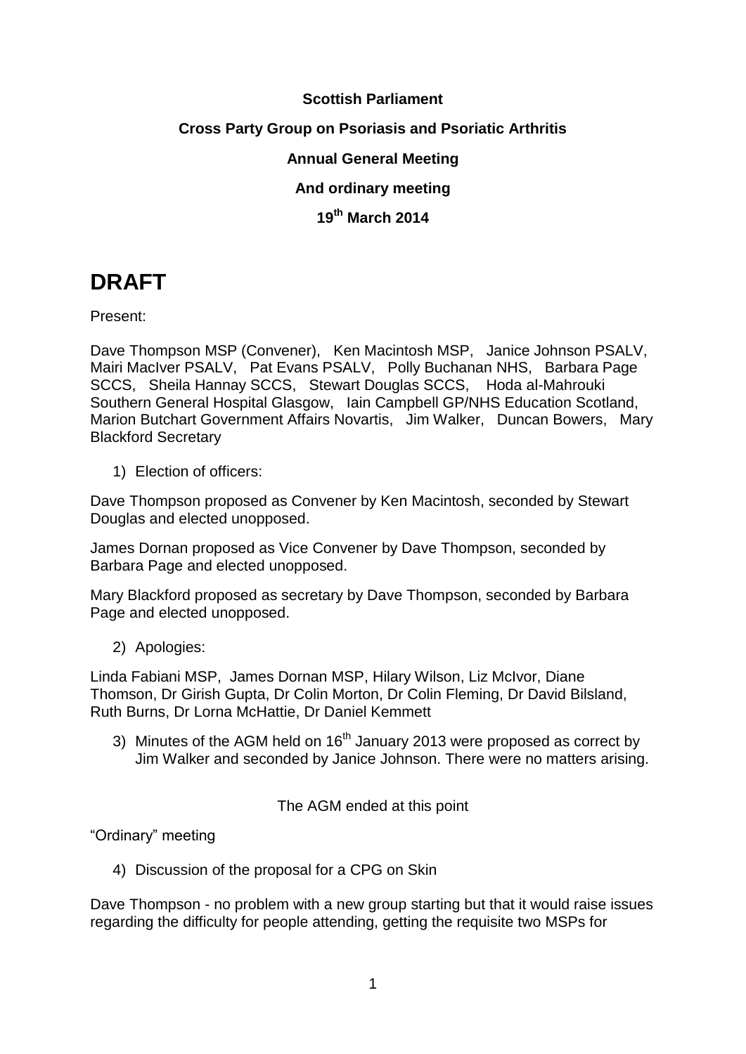**Scottish Parliament**

**Cross Party Group on Psoriasis and Psoriatic Arthritis**

**Annual General Meeting**

**And ordinary meeting**

**19th March 2014**

# DRAFT

Present:

Dave Thompson MSP (Convener), Ken Macintosh MSP, Janice Johnson PSALV, Mairi MacIver PSALV, Pat Evans PSALV, Polly Buchanan NHS, Barbara Page SCCS, Sheila Hannay SCCS, Stewart Douglas SCCS, Hoda al-Mahrouki Southern General Hospital Glasgow, Iain Campbell GP/NHS Education Scotland, Marion Butchart Government Affairs Novartis, Jim Walker, Duncan Bowers, Mary Blackford Secretary

1) Election of officers:

Dave Thompson proposed as Convener by Ken Macintosh, seconded by Stewart Douglas and elected unopposed.

James Dornan proposed as Vice Convener by Dave Thompson, seconded by Barbara Page and elected unopposed.

Mary Blackford proposed as secretary by Dave Thompson, seconded by Barbara Page and elected unopposed.

2) Apologies:

Linda Fabiani MSP, James Dornan MSP, Hilary Wilson, Liz McIvor, Diane Thomson, Dr Girish Gupta, Dr Colin Morton, Dr Colin Fleming, Dr David Bilsland, Ruth Burns, Dr Lorna McHattie, Dr Daniel Kemmett

3) Minutes of the AGM held on 16th January 2013 were proposed as correct by Jim Walker and seconded by Janice Johnson. There were no matters arising.

The AGM ended at this point

"Ordinary" meeting

4) Discussion of the proposal for a CPG on Skin

Dave Thompson - no problem with a new group starting but that it would raise issues regarding the difficulty for people attending, getting the requisite two MSPs for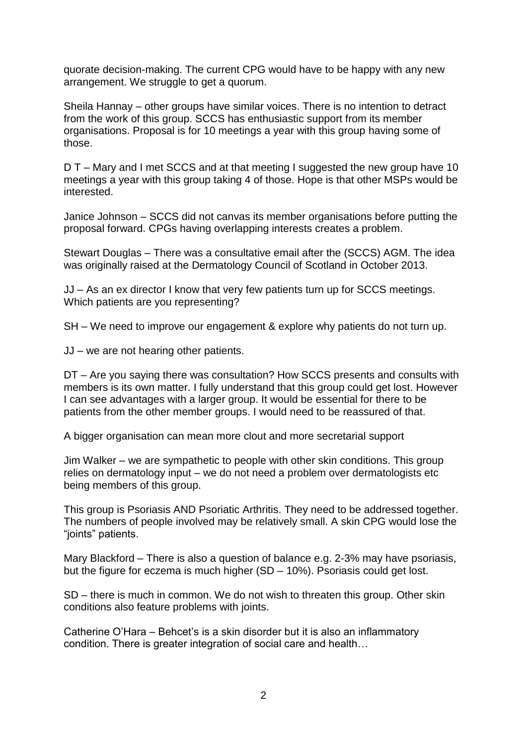quorate decision-making. The current CPG would have to be happy with any new arrangement. We struggle to get a quorum.

Sheila Hannay – other groups have similar voices. There is no intention to detract from the work of this group. SCCS has enthusiastic support from its member organisations. Proposal is for 10 meetings a year with this group having some of those.

D T – Mary and I met SCCS and at that meeting I suggested the new group have 10 meetings a year with this group taking 4 of those. Hope is that other MSPs would be interested.

Janice Johnson – SCCS did not canvas its member organisations before putting the proposal forward. CPGs having overlapping interests creates a problem.

Stewart Douglas – There was a consultative email after the (SCCS) AGM. The idea was originally raised at the Dermatology Council of Scotland in October 2013.

JJ – As an ex director I know that very few patients turn up for SCCS meetings. Which patients are you representing?

SH – We need to improve our engagement & explore why patients do not turn up.

JJ – we are not hearing other patients.

DT – Are you saying there was consultation? How SCCS presents and consults with members is its own matter. I fully understand that this group could get lost. However I can see advantages with a larger group. It would be essential for there to be patients from the other member groups. I would need to be reassured of that.

A bigger organisation can mean more clout and more secretarial support

Jim Walker – we are sympathetic to people with other skin conditions. This group relies on dermatology input – we do not need a problem over dermatologists etc being members of this group.

This group is Psoriasis AND Psoriatic Arthritis. They need to be addressed together. The numbers of people involved may be relatively small. A skin CPG would lose the "joints" patients.

Mary Blackford – There is also a question of balance e.g. 2-3% may have psoriasis, but the figure for eczema is much higher (SD – 10%). Psoriasis could get lost.

SD – there is much in common. We do not wish to threaten this group. Other skin conditions also feature problems with joints.

Catherine O'Hara – Behcet's is a skin disorder but it is also an inflammatory condition. There is greater integration of social care and health…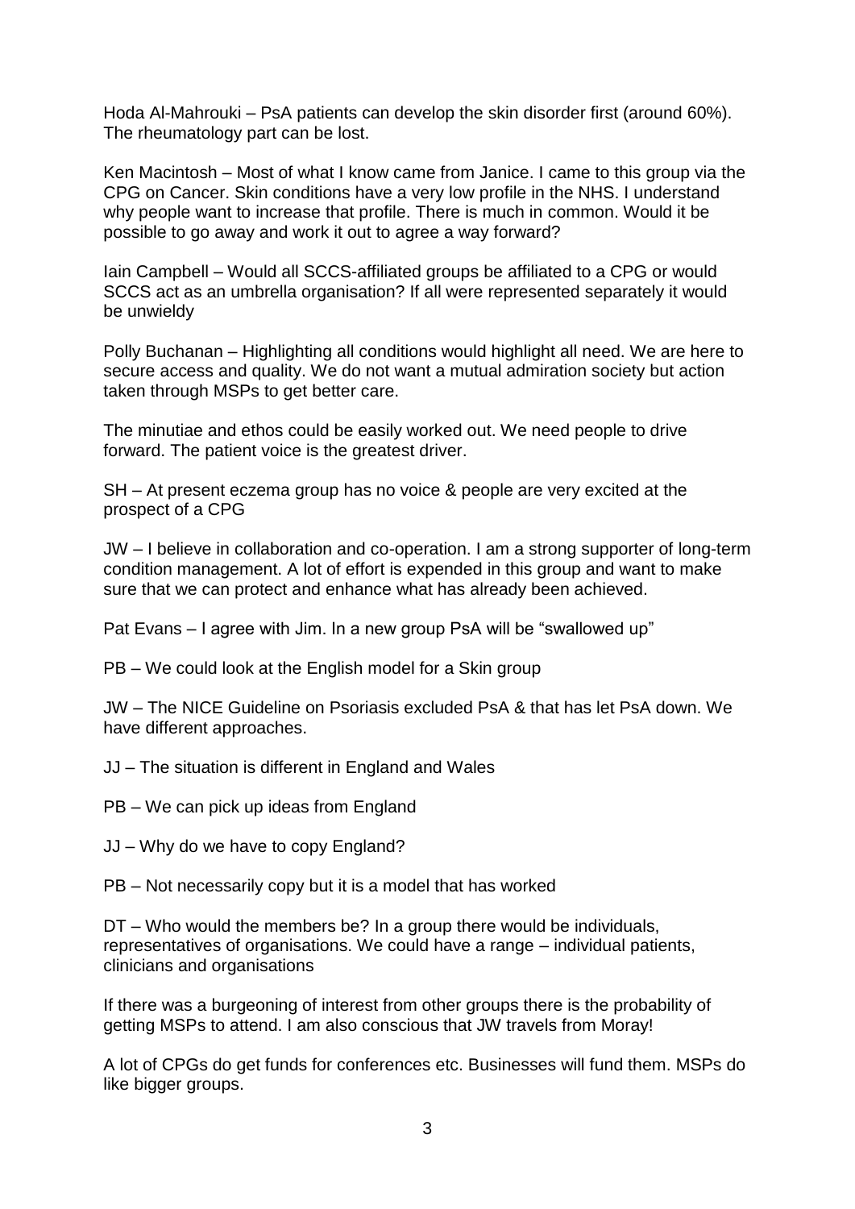Hoda Al-Mahrouki – PsA patients can develop the skin disorder first (around 60%). The rheumatology part can be lost.

Ken Macintosh – Most of what I know came from Janice. I came to this group via the CPG on Cancer. Skin conditions have a very low profile in the NHS. I understand why people want to increase that profile. There is much in common. Would it be possible to go away and work it out to agree a way forward?

Iain Campbell – Would all SCCS-affiliated groups be affiliated to a CPG or would SCCS act as an umbrella organisation? If all were represented separately it would be unwieldy

Polly Buchanan – Highlighting all conditions would highlight all need. We are here to secure access and quality. We do not want a mutual admiration society but action taken through MSPs to get better care.

The minutiae and ethos could be easily worked out. We need people to drive forward. The patient voice is the greatest driver.

SH – At present eczema group has no voice & people are very excited at the prospect of a CPG

JW – I believe in collaboration and co-operation. I am a strong supporter of long-term condition management. A lot of effort is expended in this group and want to make sure that we can protect and enhance what has already been achieved.

Pat Evans – I agree with Jim. In a new group PsA will be "swallowed up"

PB – We could look at the English model for a Skin group

JW – The NICE Guideline on Psoriasis excluded PsA & that has let PsA down. We have different approaches.

JJ – The situation is different in England and Wales

PB – We can pick up ideas from England

JJ – Why do we have to copy England?

PB – Not necessarily copy but it is a model that has worked

DT – Who would the members be? In a group there would be individuals, representatives of organisations. We could have a range – individual patients, clinicians and organisations

If there was a burgeoning of interest from other groups there is the probability of getting MSPs to attend. I am also conscious that JW travels from Moray!

A lot of CPGs do get funds for conferences etc. Businesses will fund them. MSPs do like bigger groups.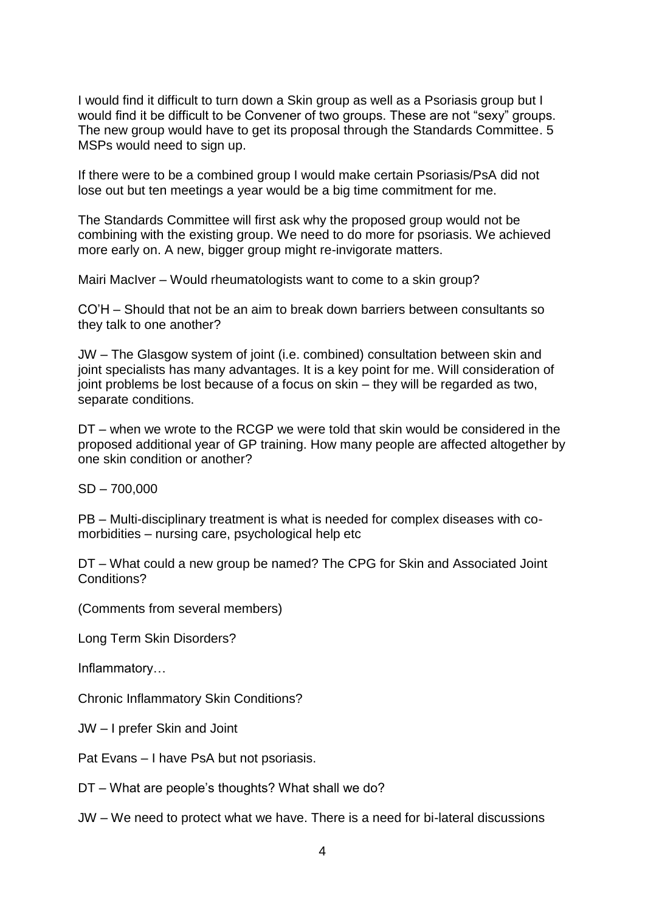I would find it difficult to turn down a Skin group as well as a Psoriasis group but I would find it be difficult to be Convener of two groups. These are not "sexy" groups. The new group would have to get its proposal through the Standards Committee. 5 MSPs would need to sign up.

If there were to be a combined group I would make certain Psoriasis/PsA did not lose out but ten meetings a year would be a big time commitment for me.

The Standards Committee will first ask why the proposed group would not be combining with the existing group. We need to do more for psoriasis. We achieved more early on. A new, bigger group might re-invigorate matters.

Mairi MacIver – Would rheumatologists want to come to a skin group?

CO'H – Should that not be an aim to break down barriers between consultants so they talk to one another?

JW – The Glasgow system of joint (i.e. combined) consultation between skin and joint specialists has many advantages. It is a key point for me. Will consideration of joint problems be lost because of a focus on skin – they will be regarded as two, separate conditions.

DT – when we wrote to the RCGP we were told that skin would be considered in the proposed additional year of GP training. How many people are affected altogether by one skin condition or another?

SD – 700,000

PB – Multi-disciplinary treatment is what is needed for complex diseases with co-morbidities – nursing care, psychological help etc

DT – What could a new group be named? The CPG for Skin and Associated Joint Conditions?

(Comments from several members)

Long Term Skin Disorders?

Inflammatory…

Chronic Inflammatory Skin Conditions?

JW – I prefer Skin and Joint

Pat Evans – I have PsA but not psoriasis.

DT – What are people's thoughts? What shall we do?

JW – We need to protect what we have. There is a need for bi-lateral discussions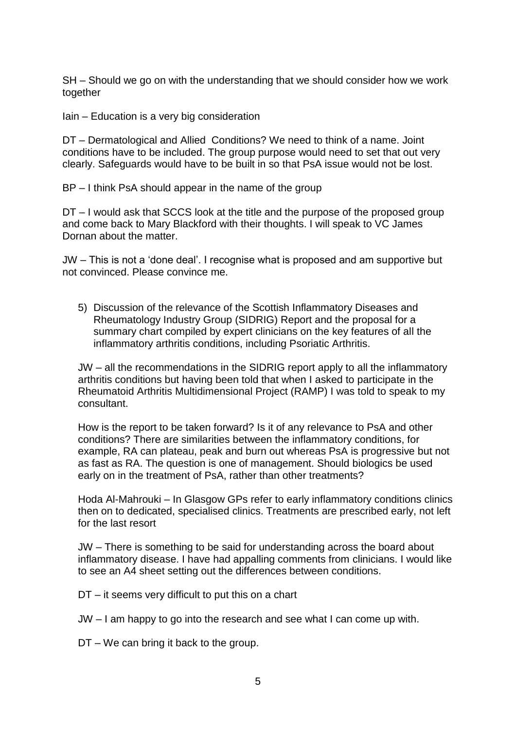SH – Should we go on with the understanding that we should consider how we work together

Iain – Education is a very big consideration

DT – Dermatological and Allied Conditions? We need to think of a name. Joint conditions have to be included. The group purpose would need to set that out very clearly. Safeguards would have to be built in so that PsA issue would not be lost.

BP – I think PsA should appear in the name of the group

DT – I would ask that SCCS look at the title and the purpose of the proposed group and come back to Mary Blackford with their thoughts. I will speak to VC James Dornan about the matter.

JW – This is not a 'done deal'. I recognise what is proposed and am supportive but not convinced. Please convince me.

5) Discussion of the relevance of the Scottish Inflammatory Diseases and Rheumatology Industry Group (SIDRIG) Report and the proposal for a summary chart compiled by expert clinicians on the key features of all the inflammatory arthritis conditions, including Psoriatic Arthritis.

   JW – all the recommendations in the SIDRIG report apply to all the inflammatory arthritis conditions but having been told that when I asked to participate in the Rheumatoid Arthritis Multidimensional Project (RAMP) I was told to speak to my consultant.

   How is the report to be taken forward? Is it of any relevance to PsA and other conditions? There are similarities between the inflammatory conditions, for example, RA can plateau, peak and burn out whereas PsA is progressive but not as fast as RA. The question is one of management. Should biologics be used early on in the treatment of PsA, rather than other treatments?

   Hoda Al-Mahrouki – In Glasgow GPs refer to early inflammatory conditions clinics then on to dedicated, specialised clinics. Treatments are prescribed early, not left for the last resort

   JW – There is something to be said for understanding across the board about inflammatory disease. I have had appalling comments from clinicians. I would like to see an A4 sheet setting out the differences between conditions.

   DT – it seems very difficult to put this on a chart

   JW – I am happy to go into the research and see what I can come up with.

   DT – We can bring it back to the group.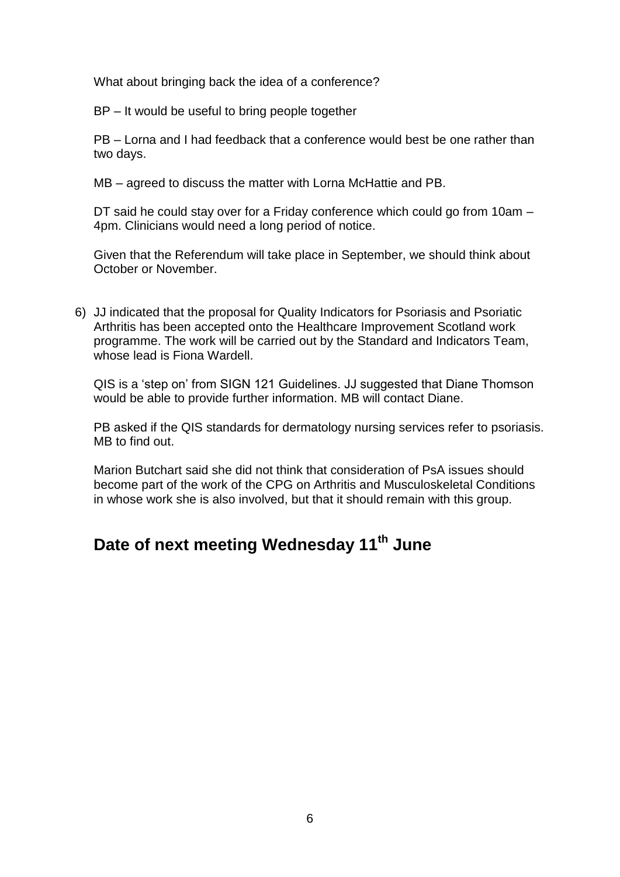What about bringing back the idea of a conference?

BP – It would be useful to bring people together

PB – Lorna and I had feedback that a conference would best be one rather than two days.

MB – agreed to discuss the matter with Lorna McHattie and PB.

DT said he could stay over for a Friday conference which could go from 10am – 4pm. Clinicians would need a long period of notice.

Given that the Referendum will take place in September, we should think about October or November.

6) JJ indicated that the proposal for Quality Indicators for Psoriasis and Psoriatic Arthritis has been accepted onto the Healthcare Improvement Scotland work programme. The work will be carried out by the Standard and Indicators Team, whose lead is Fiona Wardell.

   QIS is a 'step on' from SIGN 121 Guidelines. JJ suggested that Diane Thomson would be able to provide further information. MB will contact Diane.

   PB asked if the QIS standards for dermatology nursing services refer to psoriasis. MB to find out.

   Marion Butchart said she did not think that consideration of PsA issues should become part of the work of the CPG on Arthritis and Musculoskeletal Conditions in whose work she is also involved, but that it should remain with this group.

## Date of next meeting Wednesday 11th June